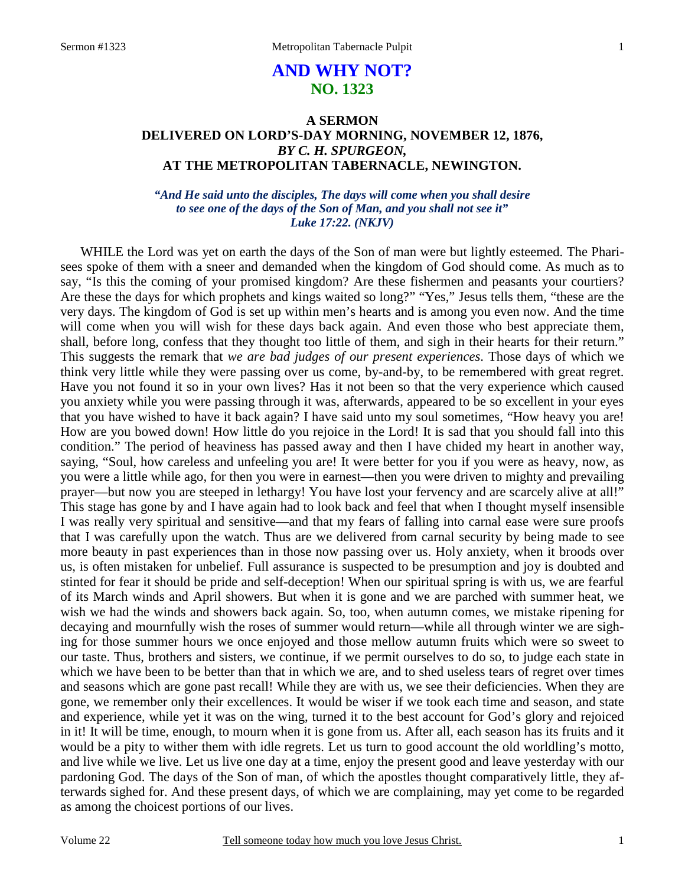# AND WHY NOT?
## NO. 1323

### A SERMON
### DELIVERED ON LORD'S-DAY MORNING, NOVEMBER 12, 1876,
### *BY C. H. SPURGEON,*
### AT THE METROPOLITAN TABERNACLE, NEWINGTON.

***"And He said unto the disciples, The days will come when you shall desire to see one of the days of the Son of Man, and you shall not see it" Luke 17:22. (NKJV)***

WHILE the Lord was yet on earth the days of the Son of man were but lightly esteemed. The Pharisees spoke of them with a sneer and demanded when the kingdom of God should come. As much as to say, "Is this the coming of your promised kingdom? Are these fishermen and peasants your courtiers? Are these the days for which prophets and kings waited so long?" "Yes," Jesus tells them, "these are the very days. The kingdom of God is set up within men's hearts and is among you even now. And the time will come when you will wish for these days back again. And even those who best appreciate them, shall, before long, confess that they thought too little of them, and sigh in their hearts for their return." This suggests the remark that *we are bad judges of our present experiences*. Those days of which we think very little while they were passing over us come, by-and-by, to be remembered with great regret. Have you not found it so in your own lives? Has it not been so that the very experience which caused you anxiety while you were passing through it was, afterwards, appeared to be so excellent in your eyes that you have wished to have it back again? I have said unto my soul sometimes, "How heavy you are! How are you bowed down! How little do you rejoice in the Lord! It is sad that you should fall into this condition." The period of heaviness has passed away and then I have chided my heart in another way, saying, "Soul, how careless and unfeeling you are! It were better for you if you were as heavy, now, as you were a little while ago, for then you were in earnest—then you were driven to mighty and prevailing prayer—but now you are steeped in lethargy! You have lost your fervency and are scarcely alive at all!" This stage has gone by and I have again had to look back and feel that when I thought myself insensible I was really very spiritual and sensitive—and that my fears of falling into carnal ease were sure proofs that I was carefully upon the watch. Thus are we delivered from carnal security by being made to see more beauty in past experiences than in those now passing over us. Holy anxiety, when it broods over us, is often mistaken for unbelief. Full assurance is suspected to be presumption and joy is doubted and stinted for fear it should be pride and self-deception! When our spiritual spring is with us, we are fearful of its March winds and April showers. But when it is gone and we are parched with summer heat, we wish we had the winds and showers back again. So, too, when autumn comes, we mistake ripening for decaying and mournfully wish the roses of summer would return—while all through winter we are sighing for those summer hours we once enjoyed and those mellow autumn fruits which were so sweet to our taste. Thus, brothers and sisters, we continue, if we permit ourselves to do so, to judge each state in which we have been to be better than that in which we are, and to shed useless tears of regret over times and seasons which are gone past recall! While they are with us, we see their deficiencies. When they are gone, we remember only their excellences. It would be wiser if we took each time and season, and state and experience, while yet it was on the wing, turned it to the best account for God's glory and rejoiced in it! It will be time, enough, to mourn when it is gone from us. After all, each season has its fruits and it would be a pity to wither them with idle regrets. Let us turn to good account the old worldling's motto, and live while we live. Let us live one day at a time, enjoy the present good and leave yesterday with our pardoning God. The days of the Son of man, of which the apostles thought comparatively little, they afterwards sighed for. And these present days, of which we are complaining, may yet come to be regarded as among the choicest portions of our lives.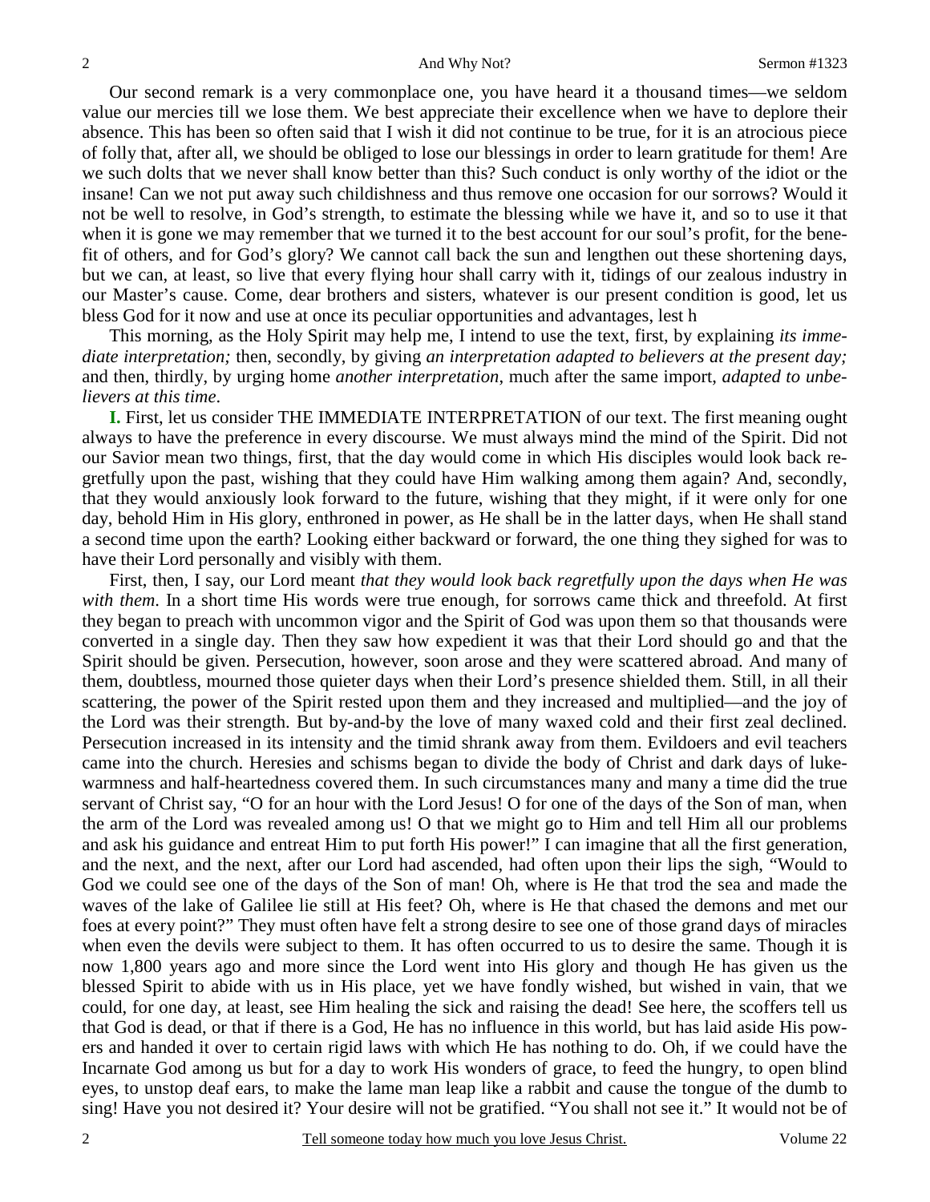Our second remark is a very commonplace one, you have heard it a thousand times—we seldom value our mercies till we lose them. We best appreciate their excellence when we have to deplore their absence. This has been so often said that I wish it did not continue to be true, for it is an atrocious piece of folly that, after all, we should be obliged to lose our blessings in order to learn gratitude for them! Are we such dolts that we never shall know better than this? Such conduct is only worthy of the idiot or the insane! Can we not put away such childishness and thus remove one occasion for our sorrows? Would it not be well to resolve, in God's strength, to estimate the blessing while we have it, and so to use it that when it is gone we may remember that we turned it to the best account for our soul's profit, for the benefit of others, and for God's glory? We cannot call back the sun and lengthen out these shortening days, but we can, at least, so live that every flying hour shall carry with it, tidings of our zealous industry in our Master's cause. Come, dear brothers and sisters, whatever is our present condition is good, let us bless God for it now and use at once its peculiar opportunities and advantages, lest h

This morning, as the Holy Spirit may help me, I intend to use the text, first, by explaining *its immediate interpretation;* then, secondly, by giving *an interpretation adapted to believers at the present day;* and then, thirdly, by urging home *another interpretation*, much after the same import, *adapted to unbelievers at this time*.

**I.** First, let us consider THE IMMEDIATE INTERPRETATION of our text. The first meaning ought always to have the preference in every discourse. We must always mind the mind of the Spirit. Did not our Savior mean two things, first, that the day would come in which His disciples would look back regretfully upon the past, wishing that they could have Him walking among them again? And, secondly, that they would anxiously look forward to the future, wishing that they might, if it were only for one day, behold Him in His glory, enthroned in power, as He shall be in the latter days, when He shall stand a second time upon the earth? Looking either backward or forward, the one thing they sighed for was to have their Lord personally and visibly with them.

First, then, I say, our Lord meant *that they would look back regretfully upon the days when He was with them*. In a short time His words were true enough, for sorrows came thick and threefold. At first they began to preach with uncommon vigor and the Spirit of God was upon them so that thousands were converted in a single day. Then they saw how expedient it was that their Lord should go and that the Spirit should be given. Persecution, however, soon arose and they were scattered abroad. And many of them, doubtless, mourned those quieter days when their Lord's presence shielded them. Still, in all their scattering, the power of the Spirit rested upon them and they increased and multiplied—and the joy of the Lord was their strength. But by-and-by the love of many waxed cold and their first zeal declined. Persecution increased in its intensity and the timid shrank away from them. Evildoers and evil teachers came into the church. Heresies and schisms began to divide the body of Christ and dark days of lukewarmness and half-heartedness covered them. In such circumstances many and many a time did the true servant of Christ say, "O for an hour with the Lord Jesus! O for one of the days of the Son of man, when the arm of the Lord was revealed among us! O that we might go to Him and tell Him all our problems and ask his guidance and entreat Him to put forth His power!" I can imagine that all the first generation, and the next, and the next, after our Lord had ascended, had often upon their lips the sigh, "Would to God we could see one of the days of the Son of man! Oh, where is He that trod the sea and made the waves of the lake of Galilee lie still at His feet? Oh, where is He that chased the demons and met our foes at every point?" They must often have felt a strong desire to see one of those grand days of miracles when even the devils were subject to them. It has often occurred to us to desire the same. Though it is now 1,800 years ago and more since the Lord went into His glory and though He has given us the blessed Spirit to abide with us in His place, yet we have fondly wished, but wished in vain, that we could, for one day, at least, see Him healing the sick and raising the dead! See here, the scoffers tell us that God is dead, or that if there is a God, He has no influence in this world, but has laid aside His powers and handed it over to certain rigid laws with which He has nothing to do. Oh, if we could have the Incarnate God among us but for a day to work His wonders of grace, to feed the hungry, to open blind eyes, to unstop deaf ears, to make the lame man leap like a rabbit and cause the tongue of the dumb to sing! Have you not desired it? Your desire will not be gratified. "You shall not see it." It would not be of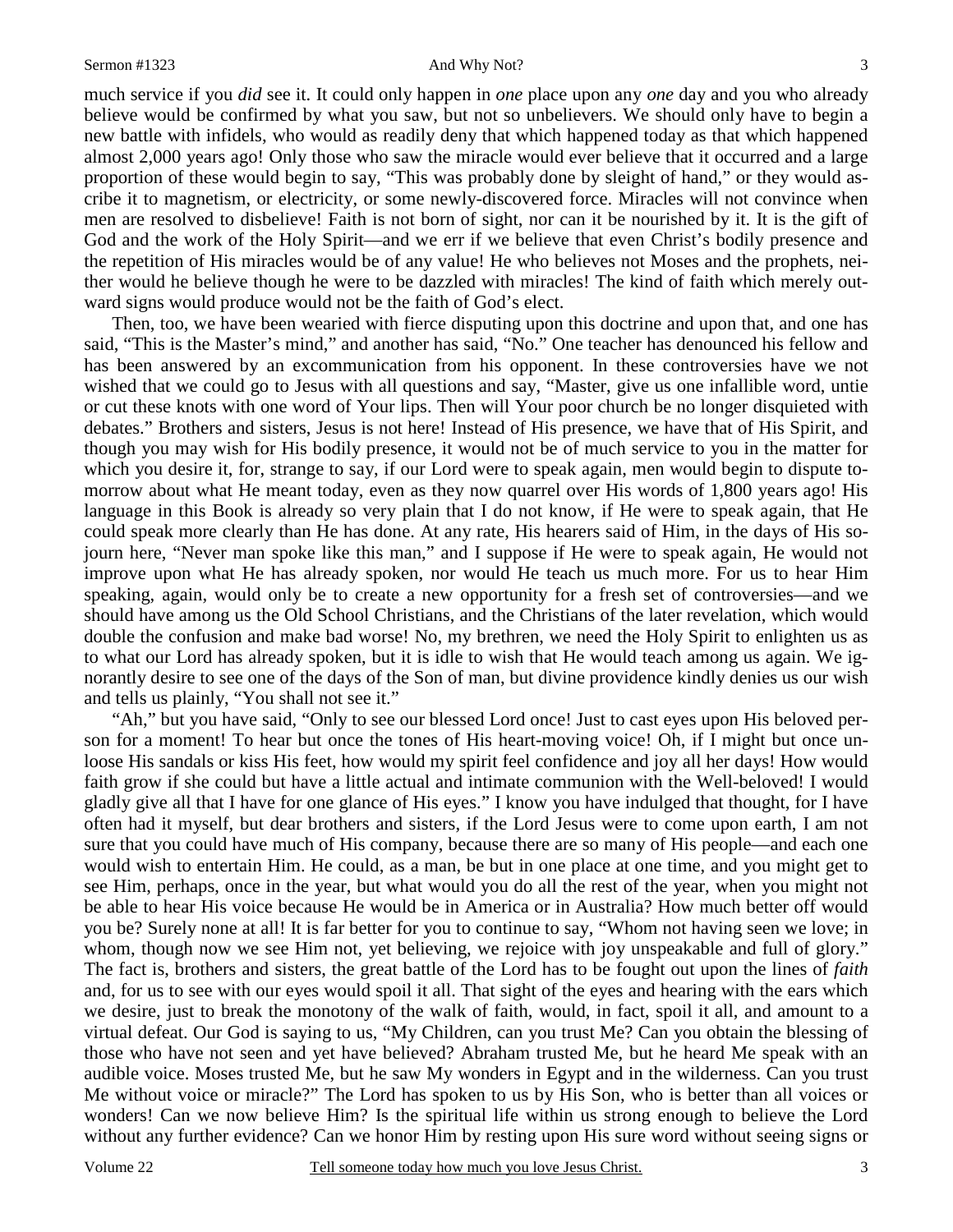much service if you *did* see it. It could only happen in *one* place upon any *one* day and you who already believe would be confirmed by what you saw, but not so unbelievers. We should only have to begin a new battle with infidels, who would as readily deny that which happened today as that which happened almost 2,000 years ago! Only those who saw the miracle would ever believe that it occurred and a large proportion of these would begin to say, "This was probably done by sleight of hand," or they would ascribe it to magnetism, or electricity, or some newly-discovered force. Miracles will not convince when men are resolved to disbelieve! Faith is not born of sight, nor can it be nourished by it. It is the gift of God and the work of the Holy Spirit—and we err if we believe that even Christ's bodily presence and the repetition of His miracles would be of any value! He who believes not Moses and the prophets, neither would he believe though he were to be dazzled with miracles! The kind of faith which merely outward signs would produce would not be the faith of God's elect.

Then, too, we have been wearied with fierce disputing upon this doctrine and upon that, and one has said, "This is the Master's mind," and another has said, "No." One teacher has denounced his fellow and has been answered by an excommunication from his opponent. In these controversies have we not wished that we could go to Jesus with all questions and say, "Master, give us one infallible word, untie or cut these knots with one word of Your lips. Then will Your poor church be no longer disquieted with debates." Brothers and sisters, Jesus is not here! Instead of His presence, we have that of His Spirit, and though you may wish for His bodily presence, it would not be of much service to you in the matter for which you desire it, for, strange to say, if our Lord were to speak again, men would begin to dispute tomorrow about what He meant today, even as they now quarrel over His words of 1,800 years ago! His language in this Book is already so very plain that I do not know, if He were to speak again, that He could speak more clearly than He has done. At any rate, His hearers said of Him, in the days of His sojourn here, "Never man spoke like this man," and I suppose if He were to speak again, He would not improve upon what He has already spoken, nor would He teach us much more. For us to hear Him speaking, again, would only be to create a new opportunity for a fresh set of controversies—and we should have among us the Old School Christians, and the Christians of the later revelation, which would double the confusion and make bad worse! No, my brethren, we need the Holy Spirit to enlighten us as to what our Lord has already spoken, but it is idle to wish that He would teach among us again. We ignorantly desire to see one of the days of the Son of man, but divine providence kindly denies us our wish and tells us plainly, "You shall not see it."

"Ah," but you have said, "Only to see our blessed Lord once! Just to cast eyes upon His beloved person for a moment! To hear but once the tones of His heart-moving voice! Oh, if I might but once unloose His sandals or kiss His feet, how would my spirit feel confidence and joy all her days! How would faith grow if she could but have a little actual and intimate communion with the Well-beloved! I would gladly give all that I have for one glance of His eyes." I know you have indulged that thought, for I have often had it myself, but dear brothers and sisters, if the Lord Jesus were to come upon earth, I am not sure that you could have much of His company, because there are so many of His people—and each one would wish to entertain Him. He could, as a man, be but in one place at one time, and you might get to see Him, perhaps, once in the year, but what would you do all the rest of the year, when you might not be able to hear His voice because He would be in America or in Australia? How much better off would you be? Surely none at all! It is far better for you to continue to say, "Whom not having seen we love; in whom, though now we see Him not, yet believing, we rejoice with joy unspeakable and full of glory." The fact is, brothers and sisters, the great battle of the Lord has to be fought out upon the lines of *faith* and, for us to see with our eyes would spoil it all. That sight of the eyes and hearing with the ears which we desire, just to break the monotony of the walk of faith, would, in fact, spoil it all, and amount to a virtual defeat. Our God is saying to us, "My Children, can you trust Me? Can you obtain the blessing of those who have not seen and yet have believed? Abraham trusted Me, but he heard Me speak with an audible voice. Moses trusted Me, but he saw My wonders in Egypt and in the wilderness. Can you trust Me without voice or miracle?" The Lord has spoken to us by His Son, who is better than all voices or wonders! Can we now believe Him? Is the spiritual life within us strong enough to believe the Lord without any further evidence? Can we honor Him by resting upon His sure word without seeing signs or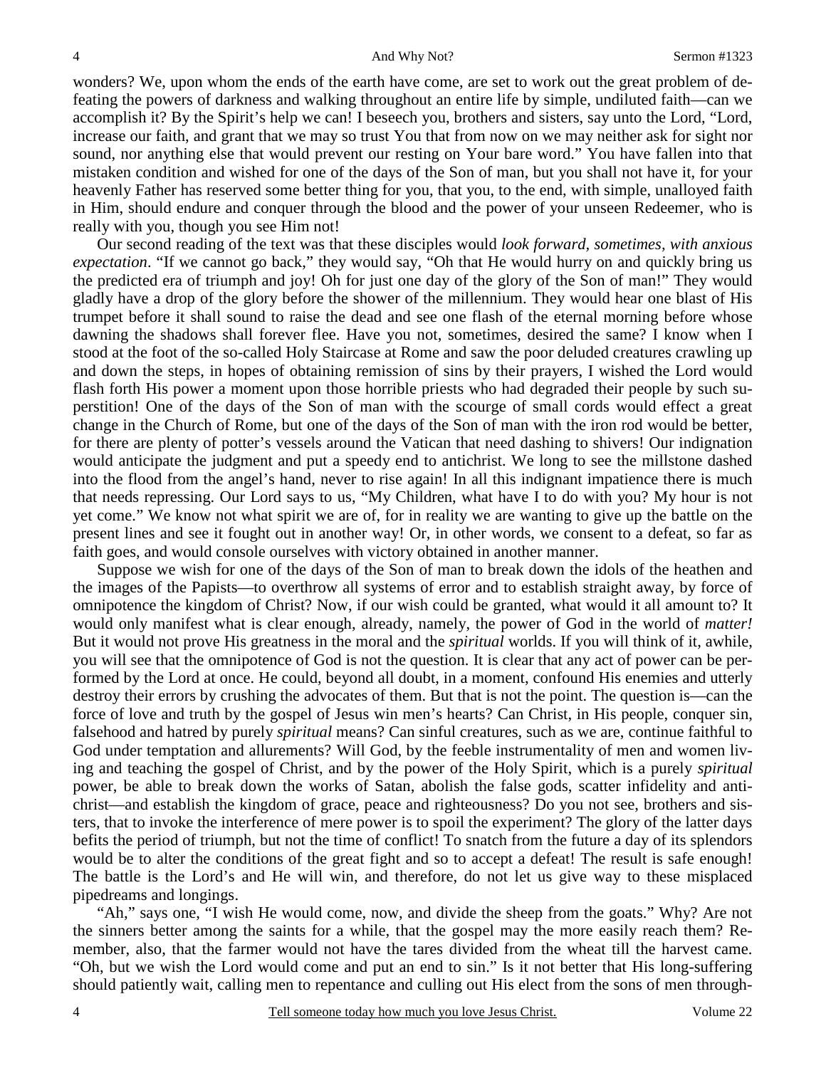wonders? We, upon whom the ends of the earth have come, are set to work out the great problem of defeating the powers of darkness and walking throughout an entire life by simple, undiluted faith—can we accomplish it? By the Spirit's help we can! I beseech you, brothers and sisters, say unto the Lord, "Lord, increase our faith, and grant that we may so trust You that from now on we may neither ask for sight nor sound, nor anything else that would prevent our resting on Your bare word." You have fallen into that mistaken condition and wished for one of the days of the Son of man, but you shall not have it, for your heavenly Father has reserved some better thing for you, that you, to the end, with simple, unalloyed faith in Him, should endure and conquer through the blood and the power of your unseen Redeemer, who is really with you, though you see Him not!

Our second reading of the text was that these disciples would *look forward, sometimes, with anxious expectation*. "If we cannot go back," they would say, "Oh that He would hurry on and quickly bring us the predicted era of triumph and joy! Oh for just one day of the glory of the Son of man!" They would gladly have a drop of the glory before the shower of the millennium. They would hear one blast of His trumpet before it shall sound to raise the dead and see one flash of the eternal morning before whose dawning the shadows shall forever flee. Have you not, sometimes, desired the same? I know when I stood at the foot of the so-called Holy Staircase at Rome and saw the poor deluded creatures crawling up and down the steps, in hopes of obtaining remission of sins by their prayers, I wished the Lord would flash forth His power a moment upon those horrible priests who had degraded their people by such superstition! One of the days of the Son of man with the scourge of small cords would effect a great change in the Church of Rome, but one of the days of the Son of man with the iron rod would be better, for there are plenty of potter's vessels around the Vatican that need dashing to shivers! Our indignation would anticipate the judgment and put a speedy end to antichrist. We long to see the millstone dashed into the flood from the angel's hand, never to rise again! In all this indignant impatience there is much that needs repressing. Our Lord says to us, "My Children, what have I to do with you? My hour is not yet come." We know not what spirit we are of, for in reality we are wanting to give up the battle on the present lines and see it fought out in another way! Or, in other words, we consent to a defeat, so far as faith goes, and would console ourselves with victory obtained in another manner.

Suppose we wish for one of the days of the Son of man to break down the idols of the heathen and the images of the Papists—to overthrow all systems of error and to establish straight away, by force of omnipotence the kingdom of Christ? Now, if our wish could be granted, what would it all amount to? It would only manifest what is clear enough, already, namely, the power of God in the world of *matter!* But it would not prove His greatness in the moral and the *spiritual* worlds. If you will think of it, awhile, you will see that the omnipotence of God is not the question. It is clear that any act of power can be performed by the Lord at once. He could, beyond all doubt, in a moment, confound His enemies and utterly destroy their errors by crushing the advocates of them. But that is not the point. The question is—can the force of love and truth by the gospel of Jesus win men's hearts? Can Christ, in His people, conquer sin, falsehood and hatred by purely *spiritual* means? Can sinful creatures, such as we are, continue faithful to God under temptation and allurements? Will God, by the feeble instrumentality of men and women living and teaching the gospel of Christ, and by the power of the Holy Spirit, which is a purely *spiritual* power, be able to break down the works of Satan, abolish the false gods, scatter infidelity and antichrist—and establish the kingdom of grace, peace and righteousness? Do you not see, brothers and sisters, that to invoke the interference of mere power is to spoil the experiment? The glory of the latter days befits the period of triumph, but not the time of conflict! To snatch from the future a day of its splendors would be to alter the conditions of the great fight and so to accept a defeat! The result is safe enough! The battle is the Lord's and He will win, and therefore, do not let us give way to these misplaced pipedreams and longings.

"Ah," says one, "I wish He would come, now, and divide the sheep from the goats." Why? Are not the sinners better among the saints for a while, that the gospel may the more easily reach them? Remember, also, that the farmer would not have the tares divided from the wheat till the harvest came. "Oh, but we wish the Lord would come and put an end to sin." Is it not better that His long-suffering should patiently wait, calling men to repentance and culling out His elect from the sons of men through-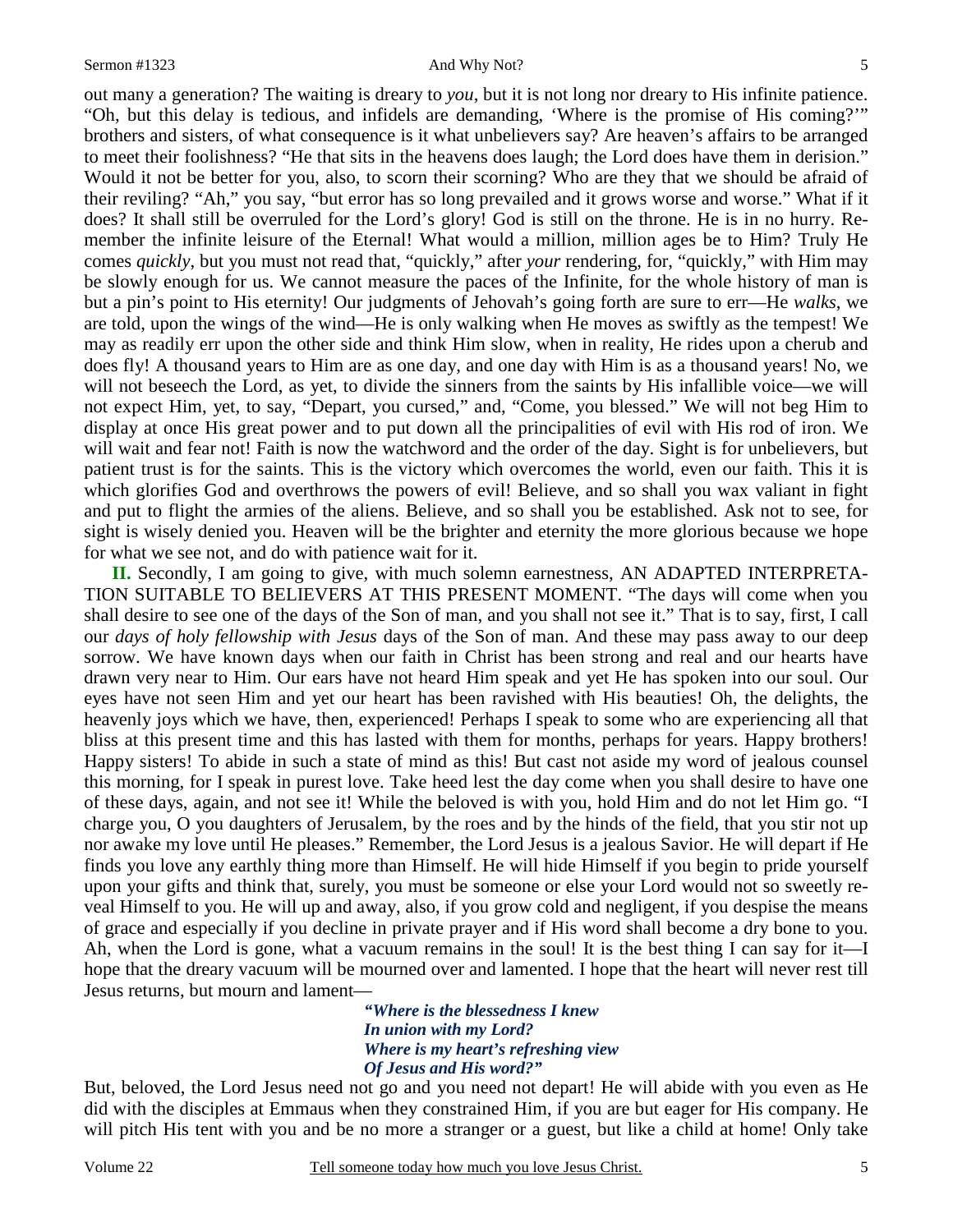out many a generation? The waiting is dreary to *you*, but it is not long nor dreary to His infinite patience. "Oh, but this delay is tedious, and infidels are demanding, 'Where is the promise of His coming?'" brothers and sisters, of what consequence is it what unbelievers say? Are heaven's affairs to be arranged to meet their foolishness? "He that sits in the heavens does laugh; the Lord does have them in derision." Would it not be better for you, also, to scorn their scorning? Who are they that we should be afraid of their reviling? "Ah," you say, "but error has so long prevailed and it grows worse and worse." What if it does? It shall still be overruled for the Lord's glory! God is still on the throne. He is in no hurry. Remember the infinite leisure of the Eternal! What would a million, million ages be to Him? Truly He comes *quickly*, but you must not read that, "quickly," after *your* rendering, for, "quickly," with Him may be slowly enough for us. We cannot measure the paces of the Infinite, for the whole history of man is but a pin's point to His eternity! Our judgments of Jehovah's going forth are sure to err—He *walks*, we are told, upon the wings of the wind—He is only walking when He moves as swiftly as the tempest! We may as readily err upon the other side and think Him slow, when in reality, He rides upon a cherub and does fly! A thousand years to Him are as one day, and one day with Him is as a thousand years! No, we will not beseech the Lord, as yet, to divide the sinners from the saints by His infallible voice—we will not expect Him, yet, to say, "Depart, you cursed," and, "Come, you blessed." We will not beg Him to display at once His great power and to put down all the principalities of evil with His rod of iron. We will wait and fear not! Faith is now the watchword and the order of the day. Sight is for unbelievers, but patient trust is for the saints. This is the victory which overcomes the world, even our faith. This it is which glorifies God and overthrows the powers of evil! Believe, and so shall you wax valiant in fight and put to flight the armies of the aliens. Believe, and so shall you be established. Ask not to see, for sight is wisely denied you. Heaven will be the brighter and eternity the more glorious because we hope for what we see not, and do with patience wait for it.

**II.** Secondly, I am going to give, with much solemn earnestness, AN ADAPTED INTERPRETATION SUITABLE TO BELIEVERS AT THIS PRESENT MOMENT. "The days will come when you shall desire to see one of the days of the Son of man, and you shall not see it." That is to say, first, I call our *days of holy fellowship with Jesus* days of the Son of man. And these may pass away to our deep sorrow. We have known days when our faith in Christ has been strong and real and our hearts have drawn very near to Him. Our ears have not heard Him speak and yet He has spoken into our soul. Our eyes have not seen Him and yet our heart has been ravished with His beauties! Oh, the delights, the heavenly joys which we have, then, experienced! Perhaps I speak to some who are experiencing all that bliss at this present time and this has lasted with them for months, perhaps for years. Happy brothers! Happy sisters! To abide in such a state of mind as this! But cast not aside my word of jealous counsel this morning, for I speak in purest love. Take heed lest the day come when you shall desire to have one of these days, again, and not see it! While the beloved is with you, hold Him and do not let Him go. "I charge you, O you daughters of Jerusalem, by the roes and by the hinds of the field, that you stir not up nor awake my love until He pleases." Remember, the Lord Jesus is a jealous Savior. He will depart if He finds you love any earthly thing more than Himself. He will hide Himself if you begin to pride yourself upon your gifts and think that, surely, you must be someone or else your Lord would not so sweetly reveal Himself to you. He will up and away, also, if you grow cold and negligent, if you despise the means of grace and especially if you decline in private prayer and if His word shall become a dry bone to you. Ah, when the Lord is gone, what a vacuum remains in the soul! It is the best thing I can say for it—I hope that the dreary vacuum will be mourned over and lamented. I hope that the heart will never rest till Jesus returns, but mourn and lament—

> ***"Where is the blessedness I knew***
> ***In union with my Lord?***
> ***Where is my heart's refreshing view***
> ***Of Jesus and His word?"***

But, beloved, the Lord Jesus need not go and you need not depart! He will abide with you even as He did with the disciples at Emmaus when they constrained Him, if you are but eager for His company. He will pitch His tent with you and be no more a stranger or a guest, but like a child at home! Only take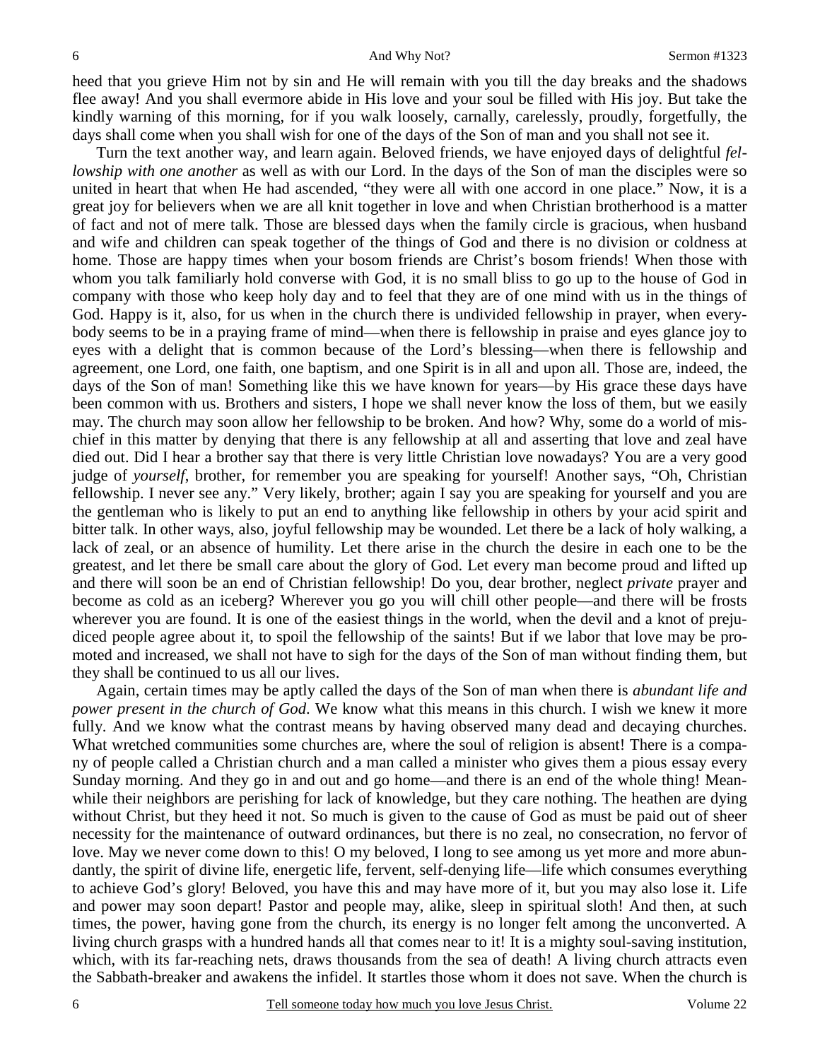heed that you grieve Him not by sin and He will remain with you till the day breaks and the shadows flee away! And you shall evermore abide in His love and your soul be filled with His joy. But take the kindly warning of this morning, for if you walk loosely, carnally, carelessly, proudly, forgetfully, the days shall come when you shall wish for one of the days of the Son of man and you shall not see it.

Turn the text another way, and learn again. Beloved friends, we have enjoyed days of delightful *fellowship with one another* as well as with our Lord. In the days of the Son of man the disciples were so united in heart that when He had ascended, "they were all with one accord in one place." Now, it is a great joy for believers when we are all knit together in love and when Christian brotherhood is a matter of fact and not of mere talk. Those are blessed days when the family circle is gracious, when husband and wife and children can speak together of the things of God and there is no division or coldness at home. Those are happy times when your bosom friends are Christ's bosom friends! When those with whom you talk familiarly hold converse with God, it is no small bliss to go up to the house of God in company with those who keep holy day and to feel that they are of one mind with us in the things of God. Happy is it, also, for us when in the church there is undivided fellowship in prayer, when everybody seems to be in a praying frame of mind—when there is fellowship in praise and eyes glance joy to eyes with a delight that is common because of the Lord's blessing—when there is fellowship and agreement, one Lord, one faith, one baptism, and one Spirit is in all and upon all. Those are, indeed, the days of the Son of man! Something like this we have known for years—by His grace these days have been common with us. Brothers and sisters, I hope we shall never know the loss of them, but we easily may. The church may soon allow her fellowship to be broken. And how? Why, some do a world of mischief in this matter by denying that there is any fellowship at all and asserting that love and zeal have died out. Did I hear a brother say that there is very little Christian love nowadays? You are a very good judge of *yourself*, brother, for remember you are speaking for yourself! Another says, "Oh, Christian fellowship. I never see any." Very likely, brother; again I say you are speaking for yourself and you are the gentleman who is likely to put an end to anything like fellowship in others by your acid spirit and bitter talk. In other ways, also, joyful fellowship may be wounded. Let there be a lack of holy walking, a lack of zeal, or an absence of humility. Let there arise in the church the desire in each one to be the greatest, and let there be small care about the glory of God. Let every man become proud and lifted up and there will soon be an end of Christian fellowship! Do you, dear brother, neglect *private* prayer and become as cold as an iceberg? Wherever you go you will chill other people—and there will be frosts wherever you are found. It is one of the easiest things in the world, when the devil and a knot of prejudiced people agree about it, to spoil the fellowship of the saints! But if we labor that love may be promoted and increased, we shall not have to sigh for the days of the Son of man without finding them, but they shall be continued to us all our lives.

Again, certain times may be aptly called the days of the Son of man when there is *abundant life and power present in the church of God*. We know what this means in this church. I wish we knew it more fully. And we know what the contrast means by having observed many dead and decaying churches. What wretched communities some churches are, where the soul of religion is absent! There is a company of people called a Christian church and a man called a minister who gives them a pious essay every Sunday morning. And they go in and out and go home—and there is an end of the whole thing! Meanwhile their neighbors are perishing for lack of knowledge, but they care nothing. The heathen are dying without Christ, but they heed it not. So much is given to the cause of God as must be paid out of sheer necessity for the maintenance of outward ordinances, but there is no zeal, no consecration, no fervor of love. May we never come down to this! O my beloved, I long to see among us yet more and more abundantly, the spirit of divine life, energetic life, fervent, self-denying life—life which consumes everything to achieve God's glory! Beloved, you have this and may have more of it, but you may also lose it. Life and power may soon depart! Pastor and people may, alike, sleep in spiritual sloth! And then, at such times, the power, having gone from the church, its energy is no longer felt among the unconverted. A living church grasps with a hundred hands all that comes near to it! It is a mighty soul-saving institution, which, with its far-reaching nets, draws thousands from the sea of death! A living church attracts even the Sabbath-breaker and awakens the infidel. It startles those whom it does not save. When the church is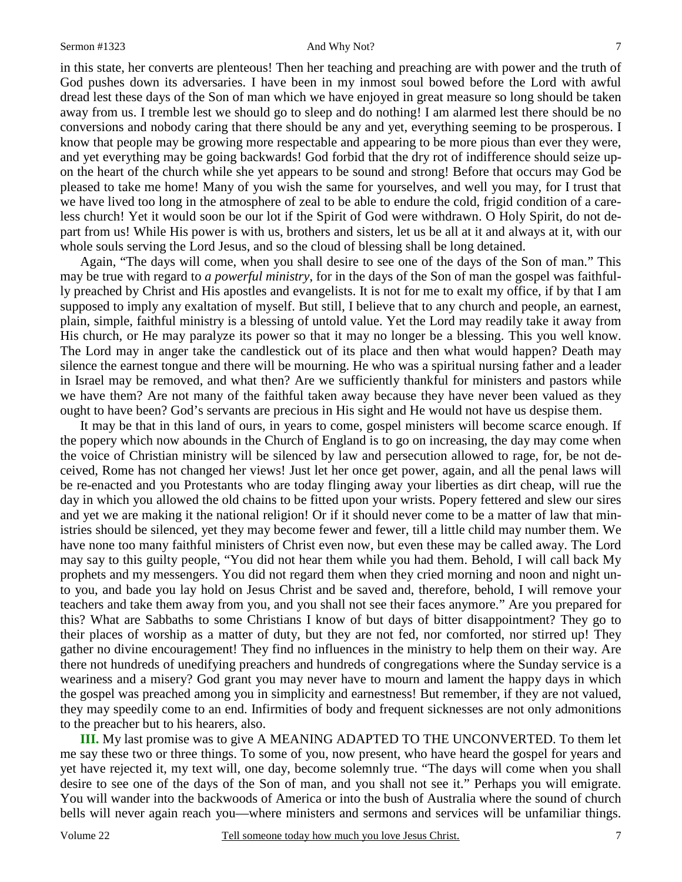in this state, her converts are plenteous! Then her teaching and preaching are with power and the truth of God pushes down its adversaries. I have been in my inmost soul bowed before the Lord with awful dread lest these days of the Son of man which we have enjoyed in great measure so long should be taken away from us. I tremble lest we should go to sleep and do nothing! I am alarmed lest there should be no conversions and nobody caring that there should be any and yet, everything seeming to be prosperous. I know that people may be growing more respectable and appearing to be more pious than ever they were, and yet everything may be going backwards! God forbid that the dry rot of indifference should seize upon the heart of the church while she yet appears to be sound and strong! Before that occurs may God be pleased to take me home! Many of you wish the same for yourselves, and well you may, for I trust that we have lived too long in the atmosphere of zeal to be able to endure the cold, frigid condition of a careless church! Yet it would soon be our lot if the Spirit of God were withdrawn. O Holy Spirit, do not depart from us! While His power is with us, brothers and sisters, let us be all at it and always at it, with our whole souls serving the Lord Jesus, and so the cloud of blessing shall be long detained.

Again, "The days will come, when you shall desire to see one of the days of the Son of man." This may be true with regard to *a powerful ministry*, for in the days of the Son of man the gospel was faithfully preached by Christ and His apostles and evangelists. It is not for me to exalt my office, if by that I am supposed to imply any exaltation of myself. But still, I believe that to any church and people, an earnest, plain, simple, faithful ministry is a blessing of untold value. Yet the Lord may readily take it away from His church, or He may paralyze its power so that it may no longer be a blessing. This you well know. The Lord may in anger take the candlestick out of its place and then what would happen? Death may silence the earnest tongue and there will be mourning. He who was a spiritual nursing father and a leader in Israel may be removed, and what then? Are we sufficiently thankful for ministers and pastors while we have them? Are not many of the faithful taken away because they have never been valued as they ought to have been? God's servants are precious in His sight and He would not have us despise them.

It may be that in this land of ours, in years to come, gospel ministers will become scarce enough. If the popery which now abounds in the Church of England is to go on increasing, the day may come when the voice of Christian ministry will be silenced by law and persecution allowed to rage, for, be not deceived, Rome has not changed her views! Just let her once get power, again, and all the penal laws will be re-enacted and you Protestants who are today flinging away your liberties as dirt cheap, will rue the day in which you allowed the old chains to be fitted upon your wrists. Popery fettered and slew our sires and yet we are making it the national religion! Or if it should never come to be a matter of law that ministries should be silenced, yet they may become fewer and fewer, till a little child may number them. We have none too many faithful ministers of Christ even now, but even these may be called away. The Lord may say to this guilty people, "You did not hear them while you had them. Behold, I will call back My prophets and my messengers. You did not regard them when they cried morning and noon and night unto you, and bade you lay hold on Jesus Christ and be saved and, therefore, behold, I will remove your teachers and take them away from you, and you shall not see their faces anymore." Are you prepared for this? What are Sabbaths to some Christians I know of but days of bitter disappointment? They go to their places of worship as a matter of duty, but they are not fed, nor comforted, nor stirred up! They gather no divine encouragement! They find no influences in the ministry to help them on their way. Are there not hundreds of unedifying preachers and hundreds of congregations where the Sunday service is a weariness and a misery? God grant you may never have to mourn and lament the happy days in which the gospel was preached among you in simplicity and earnestness! But remember, if they are not valued, they may speedily come to an end. Infirmities of body and frequent sicknesses are not only admonitions to the preacher but to his hearers, also.

**III.** My last promise was to give A MEANING ADAPTED TO THE UNCONVERTED. To them let me say these two or three things. To some of you, now present, who have heard the gospel for years and yet have rejected it, my text will, one day, become solemnly true. "The days will come when you shall desire to see one of the days of the Son of man, and you shall not see it." Perhaps you will emigrate. You will wander into the backwoods of America or into the bush of Australia where the sound of church bells will never again reach you—where ministers and sermons and services will be unfamiliar things.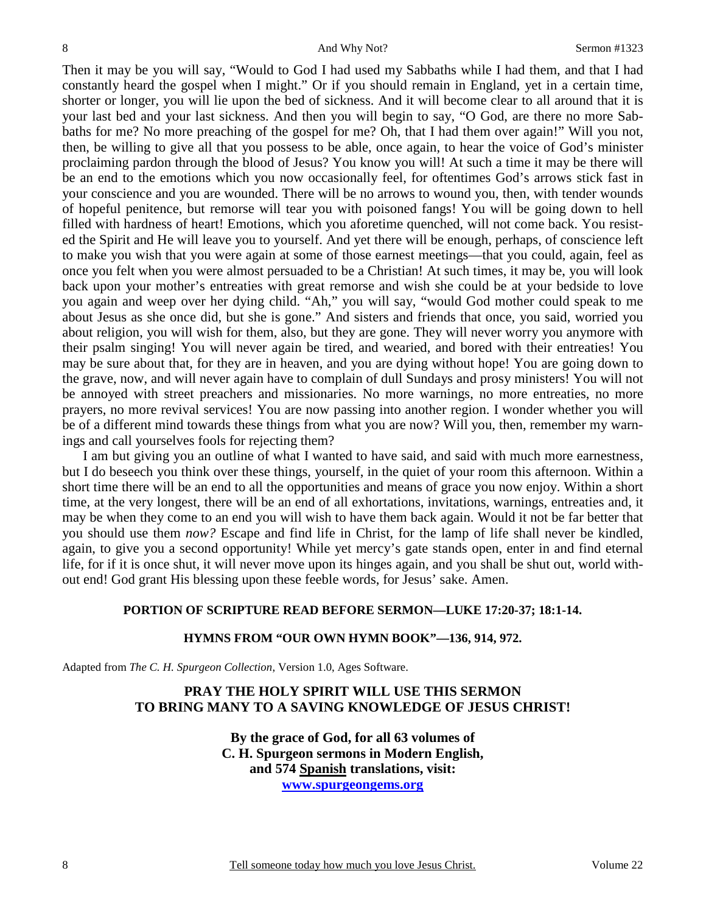Then it may be you will say, "Would to God I had used my Sabbaths while I had them, and that I had constantly heard the gospel when I might." Or if you should remain in England, yet in a certain time, shorter or longer, you will lie upon the bed of sickness. And it will become clear to all around that it is your last bed and your last sickness. And then you will begin to say, "O God, are there no more Sabbaths for me? No more preaching of the gospel for me? Oh, that I had them over again!" Will you not, then, be willing to give all that you possess to be able, once again, to hear the voice of God's minister proclaiming pardon through the blood of Jesus? You know you will! At such a time it may be there will be an end to the emotions which you now occasionally feel, for oftentimes God's arrows stick fast in your conscience and you are wounded. There will be no arrows to wound you, then, with tender wounds of hopeful penitence, but remorse will tear you with poisoned fangs! You will be going down to hell filled with hardness of heart! Emotions, which you aforetime quenched, will not come back. You resisted the Spirit and He will leave you to yourself. And yet there will be enough, perhaps, of conscience left to make you wish that you were again at some of those earnest meetings—that you could, again, feel as once you felt when you were almost persuaded to be a Christian! At such times, it may be, you will look back upon your mother's entreaties with great remorse and wish she could be at your bedside to love you again and weep over her dying child. "Ah," you will say, "would God mother could speak to me about Jesus as she once did, but she is gone." And sisters and friends that once, you said, worried you about religion, you will wish for them, also, but they are gone. They will never worry you anymore with their psalm singing! You will never again be tired, and wearied, and bored with their entreaties! You may be sure about that, for they are in heaven, and you are dying without hope! You are going down to the grave, now, and will never again have to complain of dull Sundays and prosy ministers! You will not be annoyed with street preachers and missionaries. No more warnings, no more entreaties, no more prayers, no more revival services! You are now passing into another region. I wonder whether you will be of a different mind towards these things from what you are now? Will you, then, remember my warnings and call yourselves fools for rejecting them?

I am but giving you an outline of what I wanted to have said, and said with much more earnestness, but I do beseech you think over these things, yourself, in the quiet of your room this afternoon. Within a short time there will be an end to all the opportunities and means of grace you now enjoy. Within a short time, at the very longest, there will be an end of all exhortations, invitations, warnings, entreaties and, it may be when they come to an end you will wish to have them back again. Would it not be far better that you should use them *now?* Escape and find life in Christ, for the lamp of life shall never be kindled, again, to give you a second opportunity! While yet mercy's gate stands open, enter in and find eternal life, for if it is once shut, it will never move upon its hinges again, and you shall be shut out, world without end! God grant His blessing upon these feeble words, for Jesus' sake. Amen.

**PORTION OF SCRIPTURE READ BEFORE SERMON—LUKE 17:20-37; 18:1-14.**

**HYMNS FROM "OUR OWN HYMN BOOK"—136, 914, 972.**

Adapted from *The C. H. Spurgeon Collection*, Version 1.0, Ages Software.

**PRAY THE HOLY SPIRIT WILL USE THIS SERMON TO BRING MANY TO A SAVING KNOWLEDGE OF JESUS CHRIST!**

**By the grace of God, for all 63 volumes of C. H. Spurgeon sermons in Modern English, and 574 Spanish translations, visit: www.spurgeongems.org**